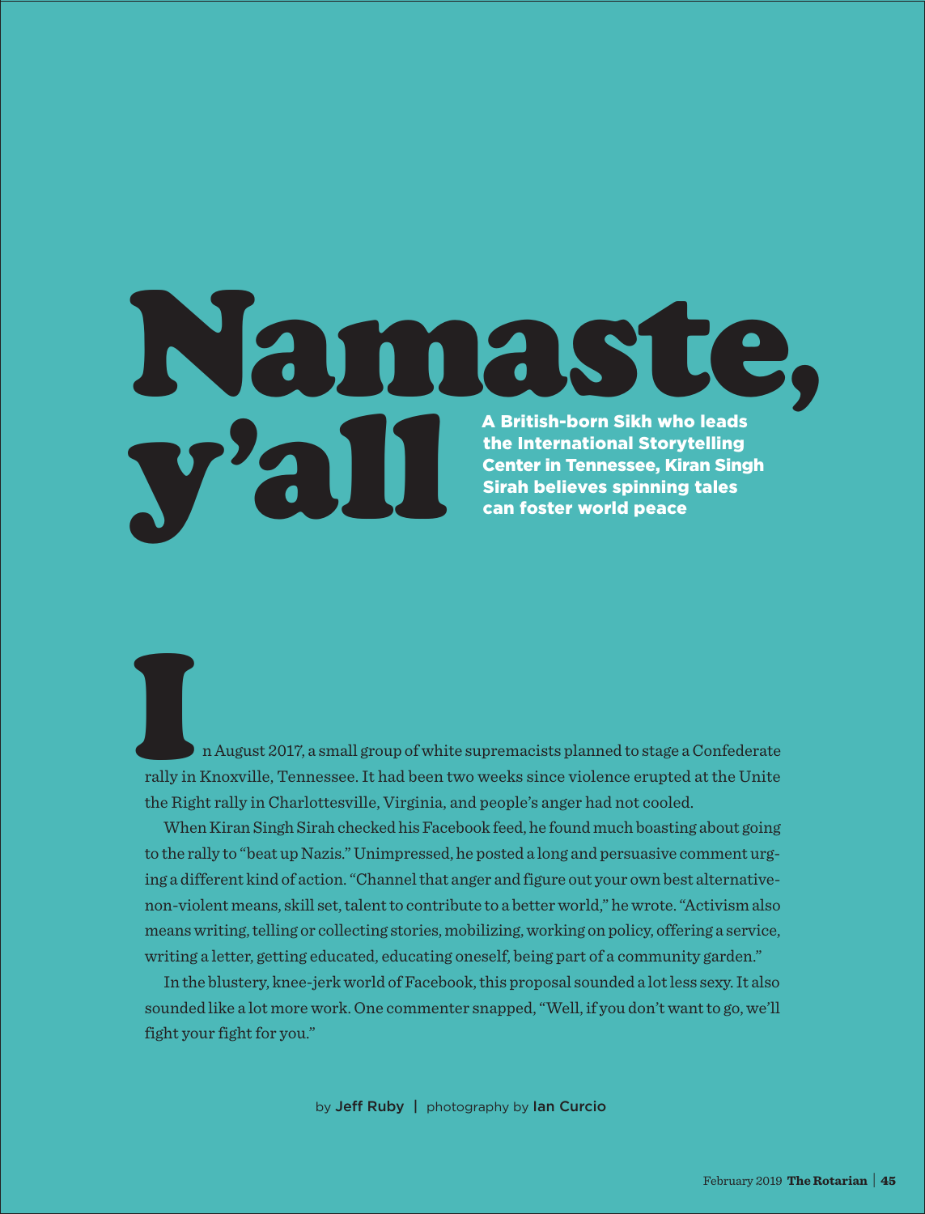# Namaste, y'all

**A British-born Sikh who leads the International Storytelling Center in Tennessee, Kiran Singh Sirah believes spinning tales can foster world peace**

In August 2017, a small group of white supremacists planned to stage a Confederate rally in Knoxville, Tennessee. It had been two weeks since violence erupted at the Unite the Right rally in Charlottesville, Virginia, and people's anger had not cooled.

When Kiran Singh Sirah checked his Facebook feed, he found much boasting about going to the rally to "beat up Nazis." Unimpressed, he posted a long and persuasive comment urging a different kind of action. "Channel that anger and figure out your own best alternative-non-violent means, skill set, talent to contribute to a better world," he wrote. "Activism also means writing, telling or collecting stories, mobilizing, working on policy, offering a service, writing a letter, getting educated, educating oneself, being part of a community garden."

In the blustery, knee-jerk world of Facebook, this proposal sounded a lot less sexy. It also sounded like a lot more work. One commenter snapped, "Well, if you don't want to go, we'll fight your fight for you."

by Jeff Ruby | photography by Ian Curcio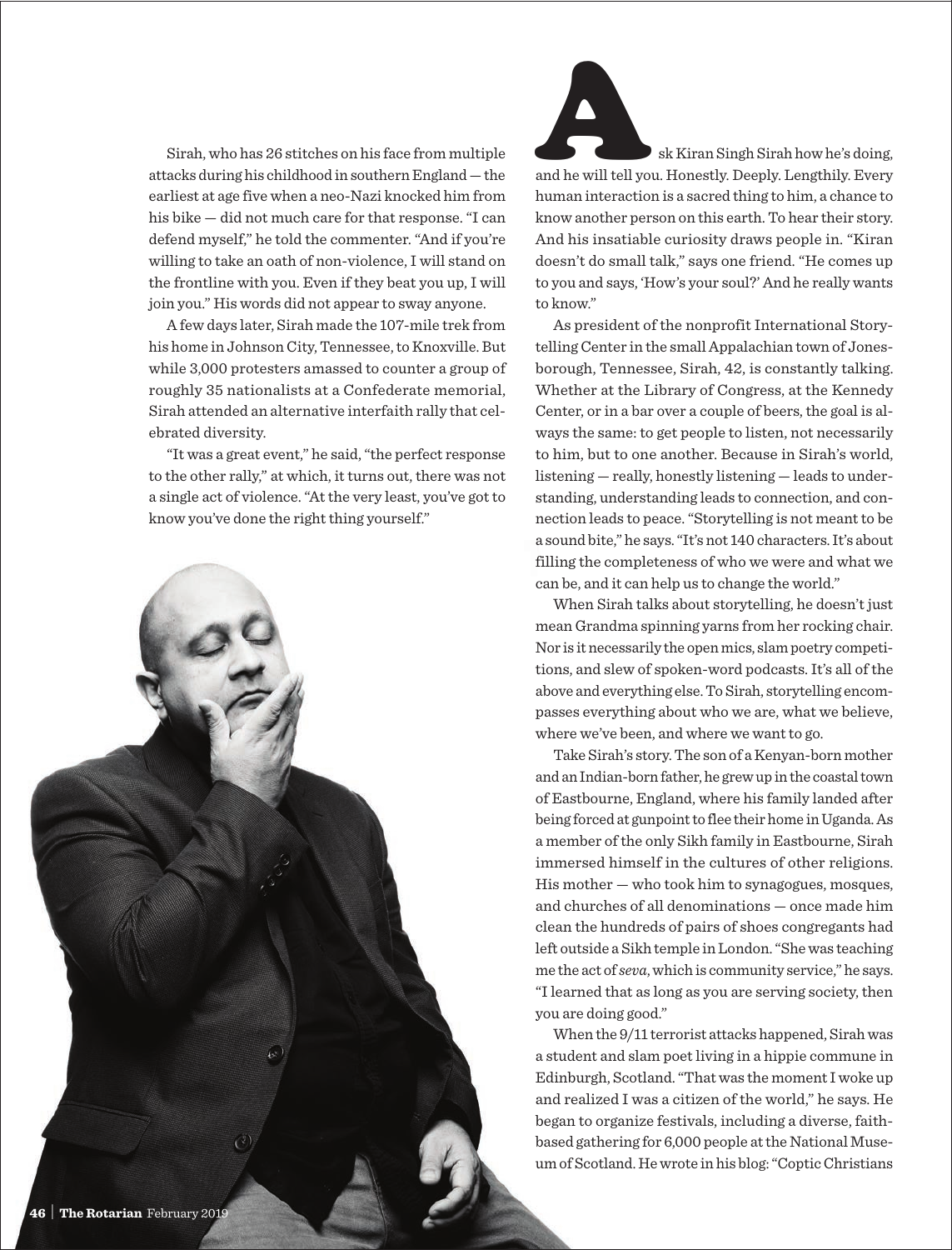Sirah, who has 26 stitches on his face from multiple attacks during his childhood in southern England — the earliest at age five when a neo-Nazi knocked him from his bike — did not much care for that response. "I can defend myself," he told the commenter. "And if you're willing to take an oath of non-violence, I will stand on the frontline with you. Even if they beat you up, I will join you." His words did not appear to sway anyone.

A few days later, Sirah made the 107-mile trek from his home in Johnson City, Tennessee, to Knoxville. But while 3,000 protesters amassed to counter a group of roughly 35 nationalists at a Confederate memorial, Sirah attended an alternative interfaith rally that celebrated diversity.

"It was a great event," he said, "the perfect response to the other rally," at which, it turns out, there was not a single act of violence. "At the very least, you've got to know you've done the right thing yourself."

Ask Kiran Singh Sirah how he's doing, and he will tell you. Honestly. Deeply. Lengthily. Every human interaction is a sacred thing to him, a chance to know another person on this earth. To hear their story. And his insatiable curiosity draws people in. "Kiran doesn't do small talk," says one friend. "He comes up to you and says, 'How's your soul?' And he really wants to know."

As president of the nonprofit International Storytelling Center in the small Appalachian town of Jonesborough, Tennessee, Sirah, 42, is constantly talking. Whether at the Library of Congress, at the Kennedy Center, or in a bar over a couple of beers, the goal is always the same: to get people to listen, not necessarily to him, but to one another. Because in Sirah's world, listening — really, honestly listening — leads to understanding, understanding leads to connection, and connection leads to peace. "Storytelling is not meant to be a sound bite," he says. "It's not 140 characters. It's about filling the completeness of who we were and what we can be, and it can help us to change the world."

When Sirah talks about storytelling, he doesn't just mean Grandma spinning yarns from her rocking chair. Nor is it necessarily the open mics, slam poetry competitions, and slew of spoken-word podcasts. It's all of the above and everything else. To Sirah, storytelling encompasses everything about who we are, what we believe, where we've been, and where we want to go.

Take Sirah's story. The son of a Kenyan-born mother and an Indian-born father, he grew up in the coastal town of Eastbourne, England, where his family landed after being forced at gunpoint to flee their home in Uganda. As a member of the only Sikh family in Eastbourne, Sirah immersed himself in the cultures of other religions. His mother — who took him to synagogues, mosques, and churches of all denominations — once made him clean the hundreds of pairs of shoes congregants had left outside a Sikh temple in London. "She was teaching me the act of *seva*, which is community service," he says. "I learned that as long as you are serving society, then you are doing good."

When the 9/11 terrorist attacks happened, Sirah was a student and slam poet living in a hippie commune in Edinburgh, Scotland. "That was the moment I woke up and realized I was a citizen of the world," he says. He began to organize festivals, including a diverse, faith-based gathering for 6,000 people at the National Museum of Scotland. He wrote in his blog: "Coptic Christians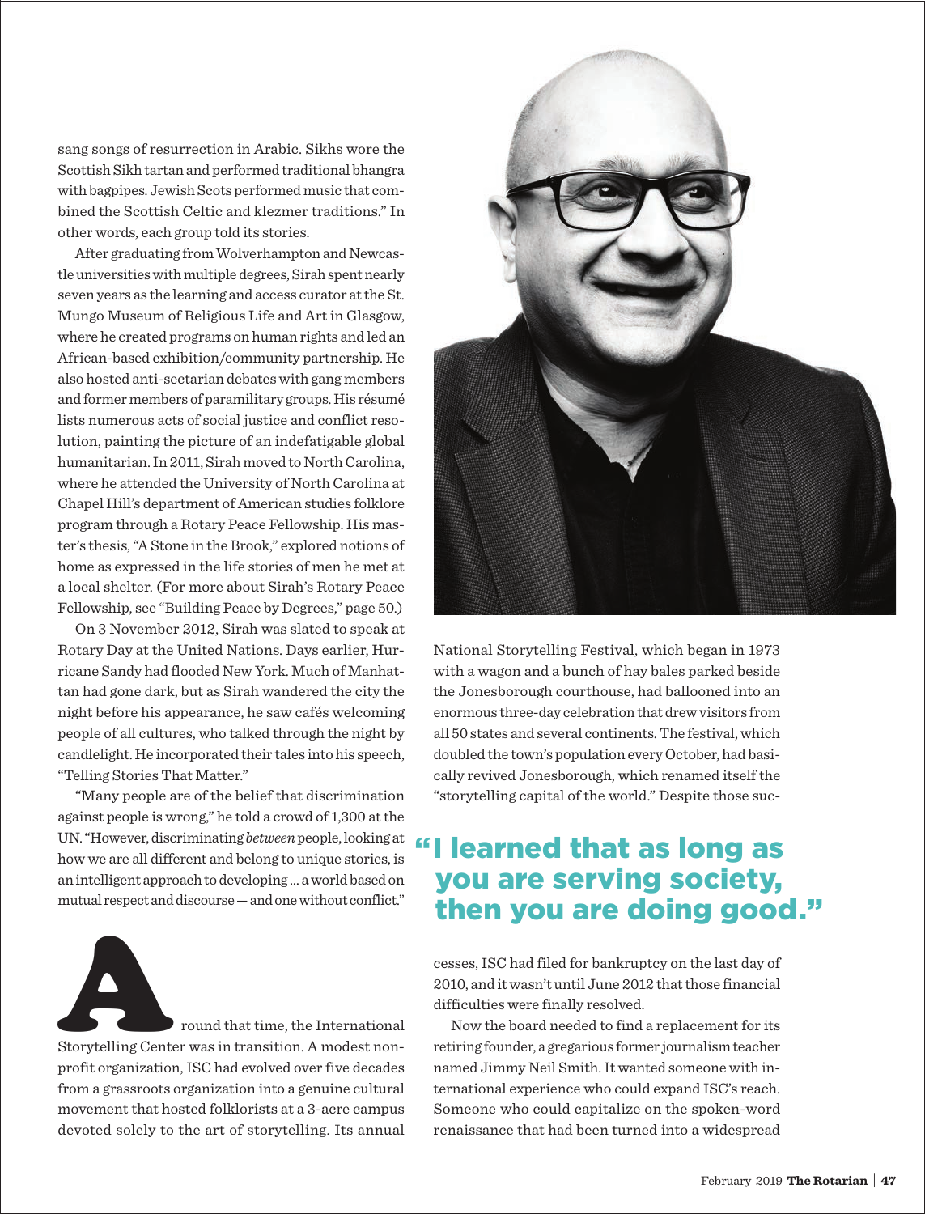sang songs of resurrection in Arabic. Sikhs wore the Scottish Sikh tartan and performed traditional bhangra with bagpipes. Jewish Scots performed music that combined the Scottish Celtic and klezmer traditions." In other words, each group told its stories.

After graduating from Wolverhampton and Newcastle universities with multiple degrees, Sirah spent nearly seven years as the learning and access curator at the St. Mungo Museum of Religious Life and Art in Glasgow, where he created programs on human rights and led an African-based exhibition/community partnership. He also hosted anti-sectarian debates with gang members and former members of paramilitary groups. His résumé lists numerous acts of social justice and conflict resolution, painting the picture of an indefatigable global humanitarian. In 2011, Sirah moved to North Carolina, where he attended the University of North Carolina at Chapel Hill's department of American studies folklore program through a Rotary Peace Fellowship. His master's thesis, "A Stone in the Brook," explored notions of home as expressed in the life stories of men he met at a local shelter. (For more about Sirah's Rotary Peace Fellowship, see "Building Peace by Degrees," page 50.)

On 3 November 2012, Sirah was slated to speak at Rotary Day at the United Nations. Days earlier, Hurricane Sandy had flooded New York. Much of Manhattan had gone dark, but as Sirah wandered the city the night before his appearance, he saw cafés welcoming people of all cultures, who talked through the night by candlelight. He incorporated their tales into his speech, "Telling Stories That Matter."

"Many people are of the belief that discrimination against people is wrong," he told a crowd of 1,300 at the UN. "However, discriminating *between* people, looking at how we are all different and belong to unique stories, is an intelligent approach to developing ... a world based on mutual respect and discourse — and one without conflict."

Around that time, the International Storytelling Center was in transition. A modest nonprofit organization, ISC had evolved over five decades from a grassroots organization into a genuine cultural movement that hosted folklorists at a 3-acre campus devoted solely to the art of storytelling. Its annual National Storytelling Festival, which began in 1973 with a wagon and a bunch of hay bales parked beside the Jonesborough courthouse, had ballooned into an enormous three-day celebration that drew visitors from all 50 states and several continents. The festival, which doubled the town's population every October, had basically revived Jonesborough, which renamed itself the "storytelling capital of the world." Despite those successes, ISC had filed for bankruptcy on the last day of 2010, and it wasn't until June 2012 that those financial difficulties were finally resolved.

> **"I learned that as long as you are serving society, then you are doing good."**

Now the board needed to find a replacement for its retiring founder, a gregarious former journalism teacher named Jimmy Neil Smith. It wanted someone with international experience who could expand ISC's reach. Someone who could capitalize on the spoken-word renaissance that had been turned into a widespread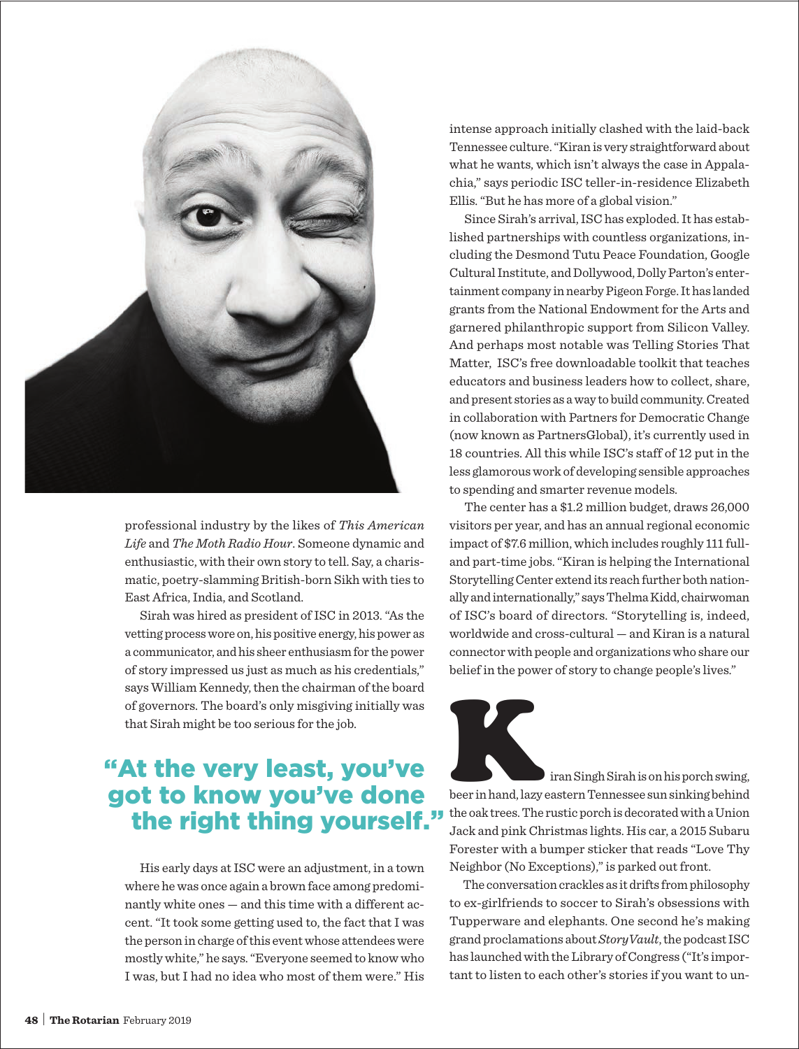professional industry by the likes of *This American Life* and *The Moth Radio Hour*. Someone dynamic and enthusiastic, with their own story to tell. Say, a charismatic, poetry-slamming British-born Sikh with ties to East Africa, India, and Scotland.

Sirah was hired as president of ISC in 2013. "As the vetting process wore on, his positive energy, his power as a communicator, and his sheer enthusiasm for the power of story impressed us just as much as his credentials," says William Kennedy, then the chairman of the board of governors. The board's only misgiving initially was that Sirah might be too serious for the job.

> "At the very least, you've got to know you've done the right thing yourself."

His early days at ISC were an adjustment, in a town where he was once again a brown face among predominantly white ones — and this time with a different accent. "It took some getting used to, the fact that I was the person in charge of this event whose attendees were mostly white," he says. "Everyone seemed to know who I was, but I had no idea who most of them were." His intense approach initially clashed with the laid-back Tennessee culture. "Kiran is very straightforward about what he wants, which isn't always the case in Appalachia," says periodic ISC teller-in-residence Elizabeth Ellis. "But he has more of a global vision."

Since Sirah's arrival, ISC has exploded. It has established partnerships with countless organizations, including the Desmond Tutu Peace Foundation, Google Cultural Institute, and Dollywood, Dolly Parton's entertainment company in nearby Pigeon Forge. It has landed grants from the National Endowment for the Arts and garnered philanthropic support from Silicon Valley. And perhaps most notable was Telling Stories That Matter, ISC's free downloadable toolkit that teaches educators and business leaders how to collect, share, and present stories as a way to build community. Created in collaboration with Partners for Democratic Change (now known as PartnersGlobal), it's currently used in 18 countries. All this while ISC's staff of 12 put in the less glamorous work of developing sensible approaches to spending and smarter revenue models.

The center has a $1.2 million budget, draws 26,000 visitors per year, and has an annual regional economic impact of $7.6 million, which includes roughly 111 full- and part-time jobs. "Kiran is helping the International Storytelling Center extend its reach further both nationally and internationally," says Thelma Kidd, chairwoman of ISC's board of directors. "Storytelling is, indeed, worldwide and cross-cultural — and Kiran is a natural connector with people and organizations who share our belief in the power of story to change people's lives."

Kiran Singh Sirah is on his porch swing, beer in hand, lazy eastern Tennessee sun sinking behind the oak trees. The rustic porch is decorated with a Union Jack and pink Christmas lights. His car, a 2015 Subaru Forester with a bumper sticker that reads "Love Thy Neighbor (No Exceptions)," is parked out front.

The conversation crackles as it drifts from philosophy to ex-girlfriends to soccer to Sirah's obsessions with Tupperware and elephants. One second he's making grand proclamations about *StoryVault*, the podcast ISC has launched with the Library of Congress ("It's important to listen to each other's stories if you want to un-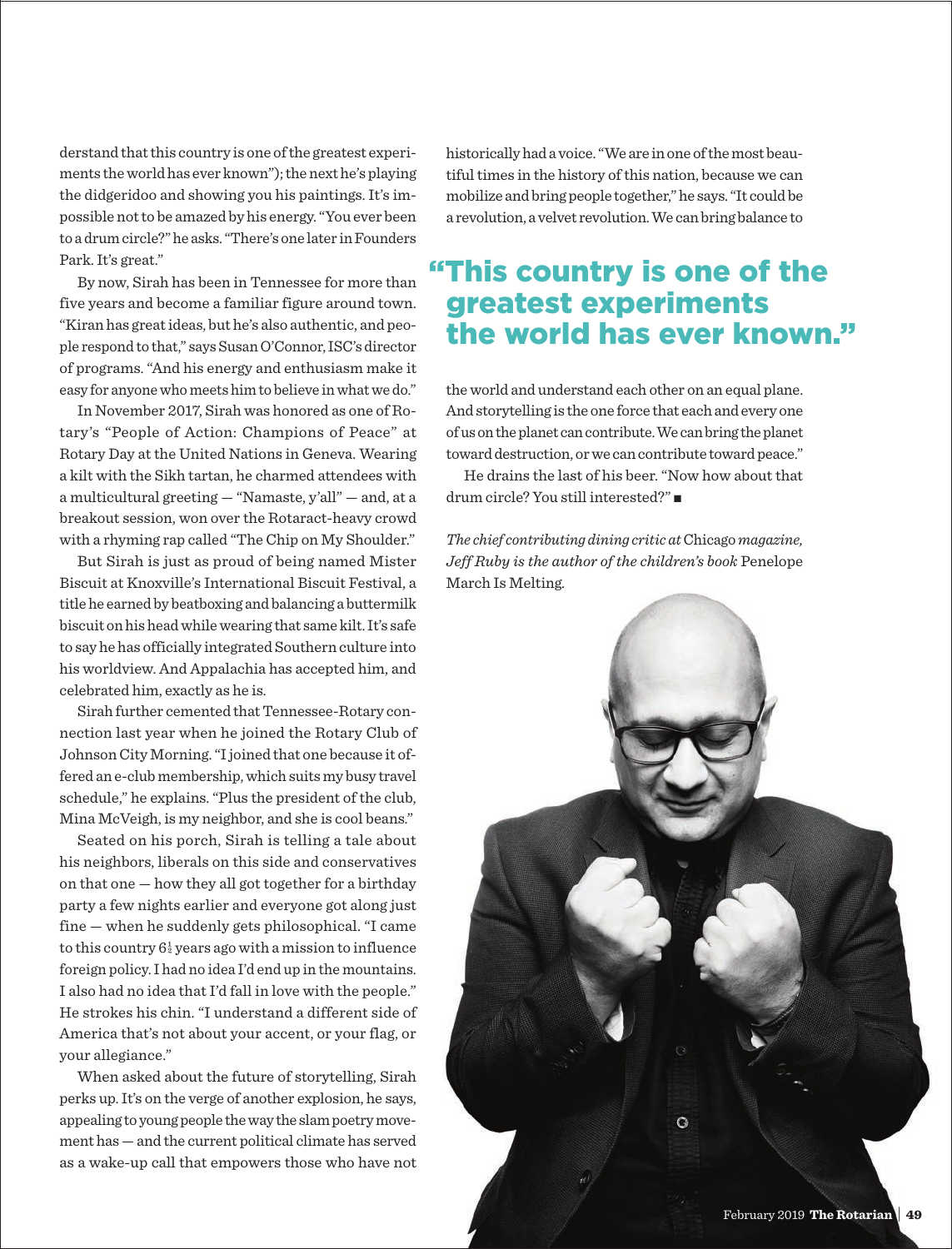derstand that this country is one of the greatest experiments the world has ever known"); the next he's playing the didgeridoo and showing you his paintings. It's impossible not to be amazed by his energy. "You ever been to a drum circle?" he asks. "There's one later in Founders Park. It's great."

By now, Sirah has been in Tennessee for more than five years and become a familiar figure around town. "Kiran has great ideas, but he's also authentic, and people respond to that," says Susan O'Connor, ISC's director of programs. "And his energy and enthusiasm make it easy for anyone who meets him to believe in what we do."

In November 2017, Sirah was honored as one of Rotary's "People of Action: Champions of Peace" at Rotary Day at the United Nations in Geneva. Wearing a kilt with the Sikh tartan, he charmed attendees with a multicultural greeting — "Namaste, y'all" — and, at a breakout session, won over the Rotaract-heavy crowd with a rhyming rap called "The Chip on My Shoulder."

But Sirah is just as proud of being named Mister Biscuit at Knoxville's International Biscuit Festival, a title he earned by beatboxing and balancing a buttermilk biscuit on his head while wearing that same kilt. It's safe to say he has officially integrated Southern culture into his worldview. And Appalachia has accepted him, and celebrated him, exactly as he is.

Sirah further cemented that Tennessee-Rotary connection last year when he joined the Rotary Club of Johnson City Morning. "I joined that one because it offered an e-club membership, which suits my busy travel schedule," he explains. "Plus the president of the club, Mina McVeigh, is my neighbor, and she is cool beans."

Seated on his porch, Sirah is telling a tale about his neighbors, liberals on this side and conservatives on that one — how they all got together for a birthday party a few nights earlier and everyone got along just fine — when he suddenly gets philosophical. "I came to this country 6½ years ago with a mission to influence foreign policy. I had no idea I'd end up in the mountains. I also had no idea that I'd fall in love with the people." He strokes his chin. "I understand a different side of America that's not about your accent, or your flag, or your allegiance."

When asked about the future of storytelling, Sirah perks up. It's on the verge of another explosion, he says, appealing to young people the way the slam poetry movement has — and the current political climate has served as a wake-up call that empowers those who have not historically had a voice. "We are in one of the most beautiful times in the history of this nation, because we can mobilize and bring people together," he says. "It could be a revolution, a velvet revolution. We can bring balance to the world and understand each other on an equal plane. And storytelling is the one force that each and every one of us on the planet can contribute. We can bring the planet toward destruction, or we can contribute toward peace."

## "This country is one of the greatest experiments the world has ever known."

He drains the last of his beer. "Now how about that drum circle? You still interested?" ■

*The chief contributing dining critic at* Chicago *magazine, Jeff Ruby is the author of the children's book* Penelope March Is Melting.